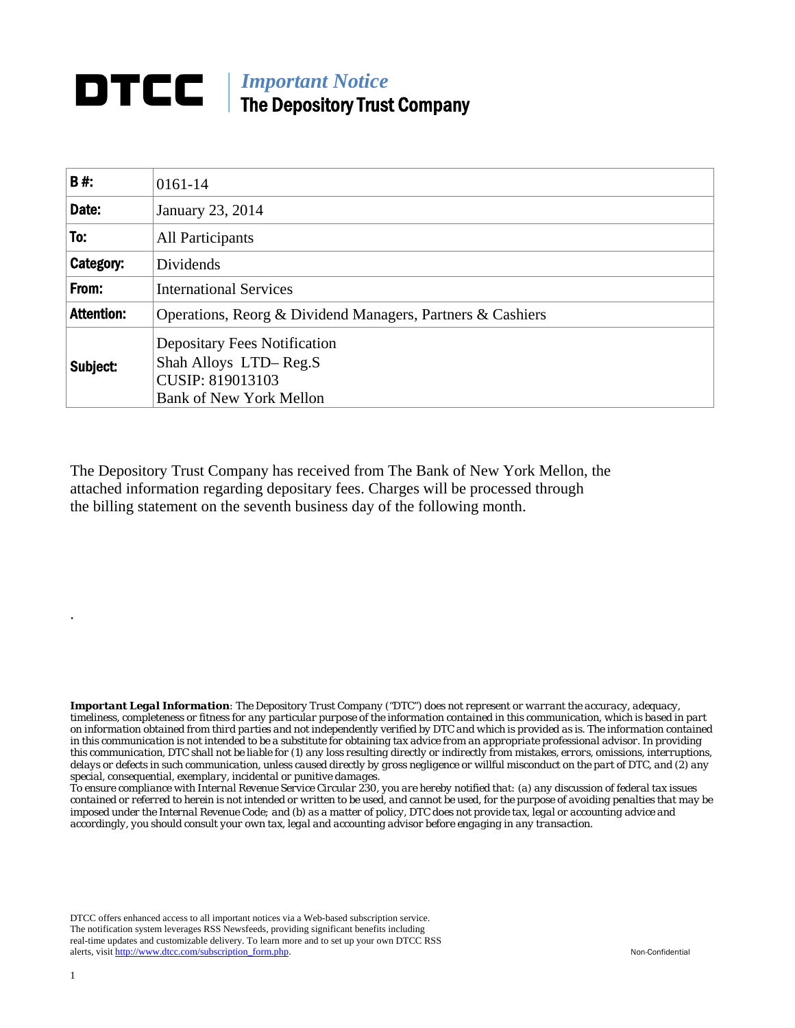# DTCC | *Important Notice*
## The Depository Trust Company

| B #: | 0161-14 |
|---|---|
| Date: | January 23, 2014 |
| To: | All Participants |
| Category: | Dividends |
| From: | International Services |
| Attention: | Operations, Reorg & Dividend Managers, Partners & Cashiers |
| Subject: | Depositary Fees Notification<br>Shah Alloys LTD– Reg.S<br>CUSIP: 819013103<br>Bank of New York Mellon |

The Depository Trust Company has received from The Bank of New York Mellon, the attached information regarding depositary fees. Charges will be processed through the billing statement on the seventh business day of the following month.

.

***Important Legal Information****: The Depository Trust Company ("DTC") does not represent or warrant the accuracy, adequacy, timeliness, completeness or fitness for any particular purpose of the information contained in this communication, which is based in part on information obtained from third parties and not independently verified by DTC and which is provided as is. The information contained in this communication is not intended to be a substitute for obtaining tax advice from an appropriate professional advisor. In providing this communication, DTC shall not be liable for (1) any loss resulting directly or indirectly from mistakes, errors, omissions, interruptions, delays or defects in such communication, unless caused directly by gross negligence or willful misconduct on the part of DTC, and (2) any special, consequential, exemplary, incidental or punitive damages.*

*To ensure compliance with Internal Revenue Service Circular 230, you are hereby notified that: (a) any discussion of federal tax issues contained or referred to herein is not intended or written to be used, and cannot be used, for the purpose of avoiding penalties that may be imposed under the Internal Revenue Code; and (b) as a matter of policy, DTC does not provide tax, legal or accounting advice and accordingly, you should consult your own tax, legal and accounting advisor before engaging in any transaction.*

DTCC offers enhanced access to all important notices via a Web-based subscription service. The notification system leverages RSS Newsfeeds, providing significant benefits including real-time updates and customizable delivery. To learn more and to set up your own DTCC RSS alerts, visit http://www.dtcc.com/subscription_form.php.

Non-Confidential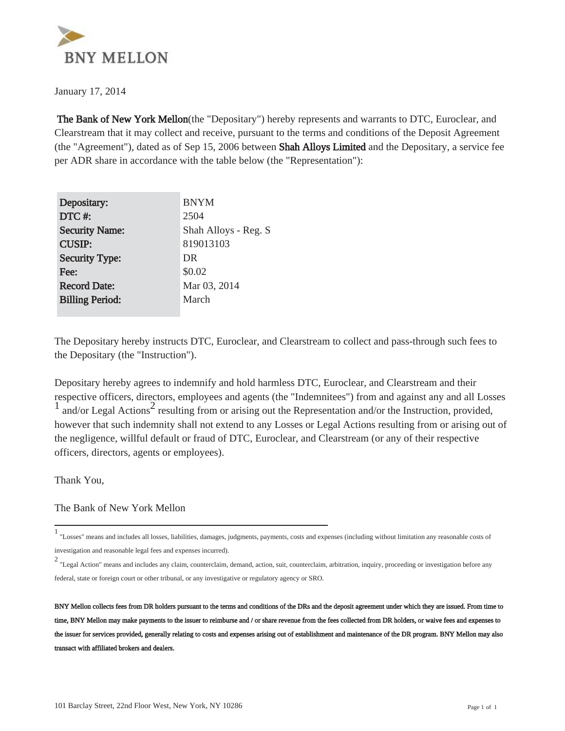**BNY MELLON**

January 17, 2014

**The Bank of New York Mellon**(the "Depositary") hereby represents and warrants to DTC, Euroclear, and Clearstream that it may collect and receive, pursuant to the terms and conditions of the Deposit Agreement (the "Agreement"), dated as of Sep 15, 2006 between **Shah Alloys Limited** and the Depositary, a service fee per ADR share in accordance with the table below (the "Representation"):

| | |
|---|---|
| **Depositary:** | BNYM |
| **DTC #:** | 2504 |
| **Security Name:** | Shah Alloys - Reg. S |
| **CUSIP:** | 819013103 |
| **Security Type:** | DR |
| **Fee:** | $0.02 |
| **Record Date:** | Mar 03, 2014 |
| **Billing Period:** | March |

The Depositary hereby instructs DTC, Euroclear, and Clearstream to collect and pass-through such fees to the Depositary (the "Instruction").

Depositary hereby agrees to indemnify and hold harmless DTC, Euroclear, and Clearstream and their respective officers, directors, employees and agents (the "Indemnitees") from and against any and all Losses [1] and/or Legal Actions[2] resulting from or arising out the Representation and/or the Instruction, provided, however that such indemnity shall not extend to any Losses or Legal Actions resulting from or arising out of the negligence, willful default or fraud of DTC, Euroclear, and Clearstream (or any of their respective officers, directors, agents or employees).

Thank You,

The Bank of New York Mellon

---

[1] "Losses" means and includes all losses, liabilities, damages, judgments, payments, costs and expenses (including without limitation any reasonable costs of investigation and reasonable legal fees and expenses incurred).

[2] "Legal Action" means and includes any claim, counterclaim, demand, action, suit, counterclaim, arbitration, inquiry, proceeding or investigation before any federal, state or foreign court or other tribunal, or any investigative or regulatory agency or SRO.

**BNY Mellon collects fees from DR holders pursuant to the terms and conditions of the DRs and the deposit agreement under which they are issued. From time to time, BNY Mellon may make payments to the issuer to reimburse and / or share revenue from the fees collected from DR holders, or waive fees and expenses to the issuer for services provided, generally relating to costs and expenses arising out of establishment and maintenance of the DR program. BNY Mellon may also transact with affiliated brokers and dealers.**

101 Barclay Street, 22nd Floor West, New York, NY 10286